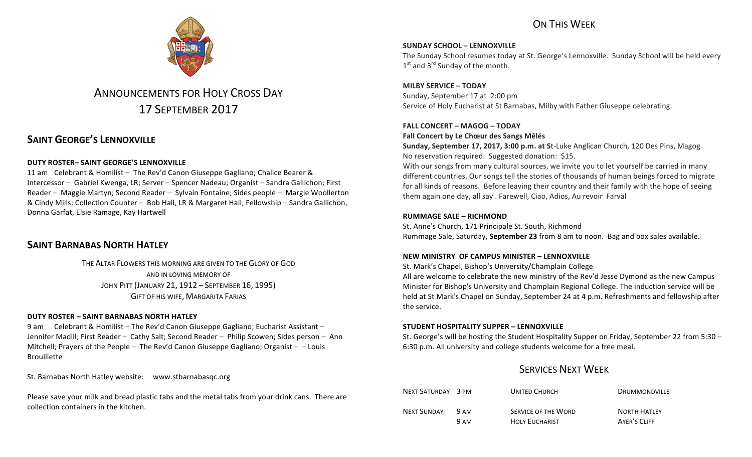# ANNOUNCEMENTS FOR HOLY CROSS DAY
# 17 SEPTEMBER 2017

## SAINT GEORGE'S LENNOXVILLE

**DUTY ROSTER– SAINT GEORGE'S LENNOXVILLE**

11 am Celebrant & Homilist – The Rev'd Canon Giuseppe Gagliano; Chalice Bearer & Intercessor – Gabriel Kwenga, LR; Server – Spencer Nadeau; Organist – Sandra Gallichon; First Reader – Maggie Martyn; Second Reader – Sylvain Fontaine; Sides people – Margie Woollerton & Cindy Mills; Collection Counter – Bob Hall, LR & Margaret Hall; Fellowship – Sandra Gallichon, Donna Garfat, Elsie Ramage, Kay Hartwell

## SAINT BARNABAS NORTH HATLEY

THE ALTAR FLOWERS THIS MORNING ARE GIVEN TO THE GLORY OF GOD
AND IN LOVING MEMORY OF
JOHN PITT (JANUARY 21, 1912 – SEPTEMBER 16, 1995)
GIFT OF HIS WIFE, MARGARITA FARIAS

**DUTY ROSTER – SAINT BARNABAS NORTH HATLEY**

9 am Celebrant & Homilist – The Rev'd Canon Giuseppe Gagliano; Eucharist Assistant – Jennifer Madill; First Reader – Cathy Salt; Second Reader – Philip Scowen; Sides person – Ann Mitchell; Prayers of the People – The Rev'd Canon Giuseppe Gagliano; Organist – – Louis Brouillette

St. Barnabas North Hatley website: www.stbarnabasqc.org

Please save your milk and bread plastic tabs and the metal tabs from your drink cans. There are collection containers in the kitchen.

## ON THIS WEEK

**SUNDAY SCHOOL – LENNOXVILLE**

The Sunday School resumes today at St. George's Lennoxville. Sunday School will be held every 1st and 3rd Sunday of the month.

**MILBY SERVICE – TODAY**

Sunday, September 17 at 2:00 pm
Service of Holy Eucharist at St Barnabas, Milby with Father Giuseppe celebrating.

**FALL CONCERT – MAGOG – TODAY**

**Fall Concert by Le Chœur des Sangs Mêlés**

**Sunday, September 17, 2017, 3:00 p.m. at S**t-Luke Anglican Church, 120 Des Pins, Magog
No reservation required. Suggested donation: $15.

With our songs from many cultural sources, we invite you to let yourself be carried in many different countries. Our songs tell the stories of thousands of human beings forced to migrate for all kinds of reasons. Before leaving their country and their family with the hope of seeing them again one day, all say . Farewell, Ciao, Adios, Au revoir Farväl

**RUMMAGE SALE – RICHMOND**

St. Anne's Church, 171 Principale St. South, Richmond
Rummage Sale, Saturday, **September 23** from 8 am to noon. Bag and box sales available.

**NEW MINISTRY OF CAMPUS MINISTER – LENNOXVILLE**

St. Mark's Chapel, Bishop's University/Champlain College
All are welcome to celebrate the new ministry of the Rev'd Jesse Dymond as the new Campus Minister for Bishop's University and Champlain Regional College. The induction service will be held at St Mark's Chapel on Sunday, September 24 at 4 p.m. Refreshments and fellowship after the service.

**STUDENT HOSPITALITY SUPPER – LENNOXVILLE**

St. George's will be hosting the Student Hospitality Supper on Friday, September 22 from 5:30 – 6:30 p.m. All university and college students welcome for a free meal.

## SERVICES NEXT WEEK

| | | | |
|---|---|---|---|
| NEXT SATURDAY | 3 PM | UNITED CHURCH | DRUMMONDVILLE |
| NEXT SUNDAY | 9 AM | SERVICE OF THE WORD | NORTH HATLEY |
| | 9 AM | HOLY EUCHARIST | AYER'S CLIFF |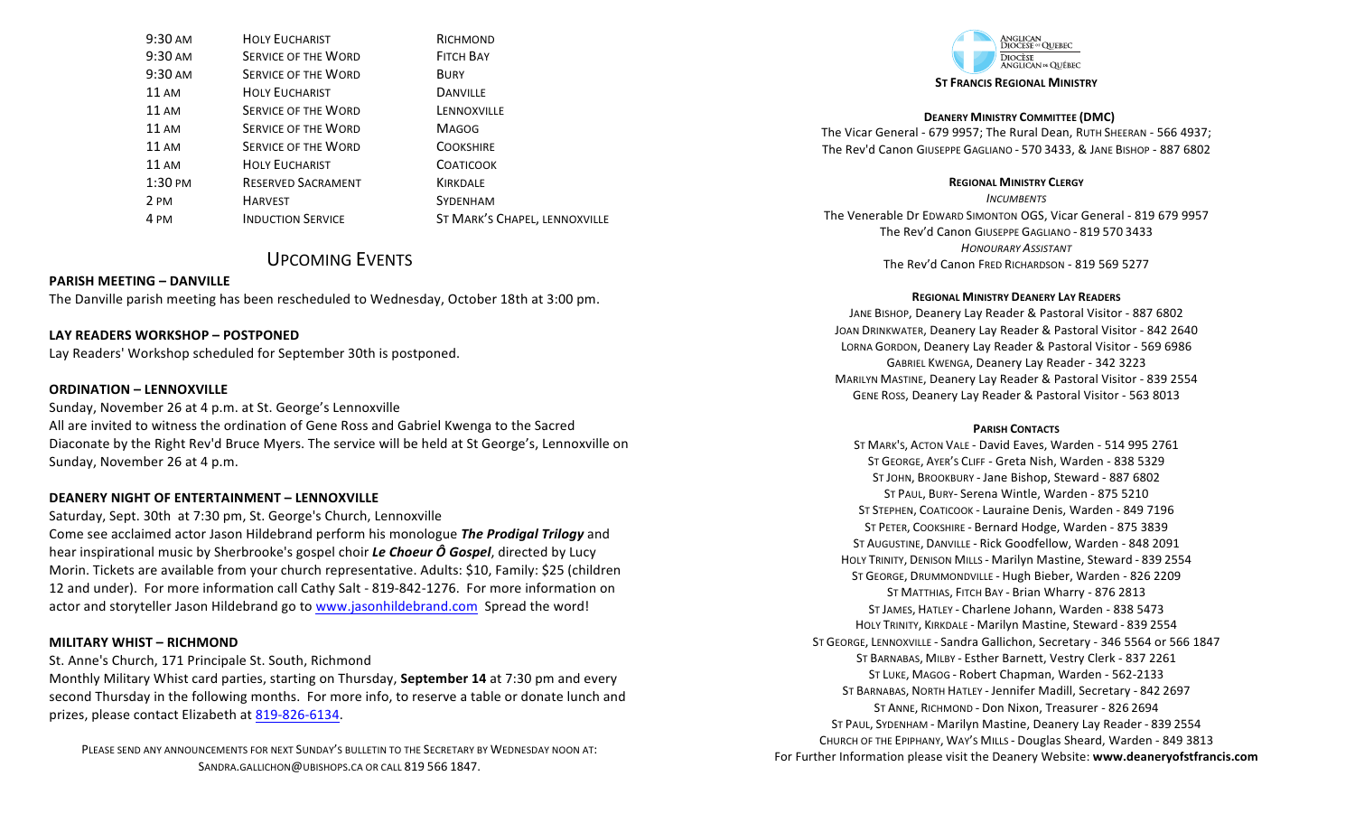| | | |
|---|---|---|
| 9:30 AM | HOLY EUCHARIST | RICHMOND |
| 9:30 AM | SERVICE OF THE WORD | FITCH BAY |
| 9:30 AM | SERVICE OF THE WORD | BURY |
| 11 AM | HOLY EUCHARIST | DANVILLE |
| 11 AM | SERVICE OF THE WORD | LENNOXVILLE |
| 11 AM | SERVICE OF THE WORD | MAGOG |
| 11 AM | SERVICE OF THE WORD | COOKSHIRE |
| 11 AM | HOLY EUCHARIST | COATICOOK |
| 1:30 PM | RESERVED SACRAMENT | KIRKDALE |
| 2 PM | HARVEST | SYDENHAM |
| 4 PM | INDUCTION SERVICE | ST MARK'S CHAPEL, LENNOXVILLE |

## UPCOMING EVENTS

**PARISH MEETING – DANVILLE**

The Danville parish meeting has been rescheduled to Wednesday, October 18th at 3:00 pm.

**LAY READERS WORKSHOP – POSTPONED**

Lay Readers' Workshop scheduled for September 30th is postponed.

**ORDINATION – LENNOXVILLE**

Sunday, November 26 at 4 p.m. at St. George's Lennoxville

All are invited to witness the ordination of Gene Ross and Gabriel Kwenga to the Sacred Diaconate by the Right Rev'd Bruce Myers. The service will be held at St George's, Lennoxville on Sunday, November 26 at 4 p.m.

**DEANERY NIGHT OF ENTERTAINMENT – LENNOXVILLE**

Saturday, Sept. 30th at 7:30 pm, St. George's Church, Lennoxville

Come see acclaimed actor Jason Hildebrand perform his monologue ***The Prodigal Trilogy*** and hear inspirational music by Sherbrooke's gospel choir ***Le Choeur Ô Gospel***, directed by Lucy Morin. Tickets are available from your church representative. Adults: $10, Family: $25 (children 12 and under). For more information call Cathy Salt - 819-842-1276. For more information on actor and storyteller Jason Hildebrand go to www.jasonhildebrand.com Spread the word!

**MILITARY WHIST – RICHMOND**

St. Anne's Church, 171 Principale St. South, Richmond

Monthly Military Whist card parties, starting on Thursday, **September 14** at 7:30 pm and every second Thursday in the following months. For more info, to reserve a table or donate lunch and prizes, please contact Elizabeth at 819-826-6134.

PLEASE SEND ANY ANNOUNCEMENTS FOR NEXT SUNDAY'S BULLETIN TO THE SECRETARY BY WEDNESDAY NOON AT: SANDRA.GALLICHON@UBISHOPS.CA OR CALL 819 566 1847.

ANGLICAN DIOCESE OF QUEBEC
DIOCÈSE ANGLICAN DE QUÉBEC

**ST FRANCIS REGIONAL MINISTRY**

**DEANERY MINISTRY COMMITTEE (DMC)**

The Vicar General - 679 9957; The Rural Dean, RUTH SHEERAN - 566 4937; The Rev'd Canon GIUSEPPE GAGLIANO - 570 3433, & JANE BISHOP - 887 6802

**REGIONAL MINISTRY CLERGY**

*INCUMBENTS*

The Venerable Dr EDWARD SIMONTON OGS, Vicar General - 819 679 9957
The Rev'd Canon GIUSEPPE GAGLIANO - 819 570 3433

*HONOURARY ASSISTANT*

The Rev'd Canon FRED RICHARDSON - 819 569 5277

**REGIONAL MINISTRY DEANERY LAY READERS**

JANE BISHOP, Deanery Lay Reader & Pastoral Visitor - 887 6802
JOAN DRINKWATER, Deanery Lay Reader & Pastoral Visitor - 842 2640
LORNA GORDON, Deanery Lay Reader & Pastoral Visitor - 569 6986
GABRIEL KWENGA, Deanery Lay Reader - 342 3223
MARILYN MASTINE, Deanery Lay Reader & Pastoral Visitor - 839 2554
GENE ROSS, Deanery Lay Reader & Pastoral Visitor - 563 8013

**PARISH CONTACTS**

ST MARK'S, ACTON VALE - David Eaves, Warden - 514 995 2761
ST GEORGE, AYER'S CLIFF - Greta Nish, Warden - 838 5329
ST JOHN, BROOKBURY - Jane Bishop, Steward - 887 6802
ST PAUL, BURY- Serena Wintle, Warden - 875 5210
ST STEPHEN, COATICOOK - Lauraine Denis, Warden - 849 7196
ST PETER, COOKSHIRE - Bernard Hodge, Warden - 875 3839
ST AUGUSTINE, DANVILLE - Rick Goodfellow, Warden - 848 2091
HOLY TRINITY, DENISON MILLS - Marilyn Mastine, Steward - 839 2554
ST GEORGE, DRUMMONDVILLE - Hugh Bieber, Warden - 826 2209
ST MATTHIAS, FITCH BAY - Brian Wharry - 876 2813
ST JAMES, HATLEY - Charlene Johann, Warden - 838 5473
HOLY TRINITY, KIRKDALE - Marilyn Mastine, Steward - 839 2554
ST GEORGE, LENNOXVILLE - Sandra Gallichon, Secretary - 346 5564 or 566 1847
ST BARNABAS, MILBY - Esther Barnett, Vestry Clerk - 837 2261
ST LUKE, MAGOG - Robert Chapman, Warden - 562-2133
ST BARNABAS, NORTH HATLEY - Jennifer Madill, Secretary - 842 2697
ST ANNE, RICHMOND - Don Nixon, Treasurer - 826 2694
ST PAUL, SYDENHAM - Marilyn Mastine, Deanery Lay Reader - 839 2554
CHURCH OF THE EPIPHANY, WAY'S MILLS - Douglas Sheard, Warden - 849 3813

For Further Information please visit the Deanery Website: **www.deaneryofstfrancis.com**